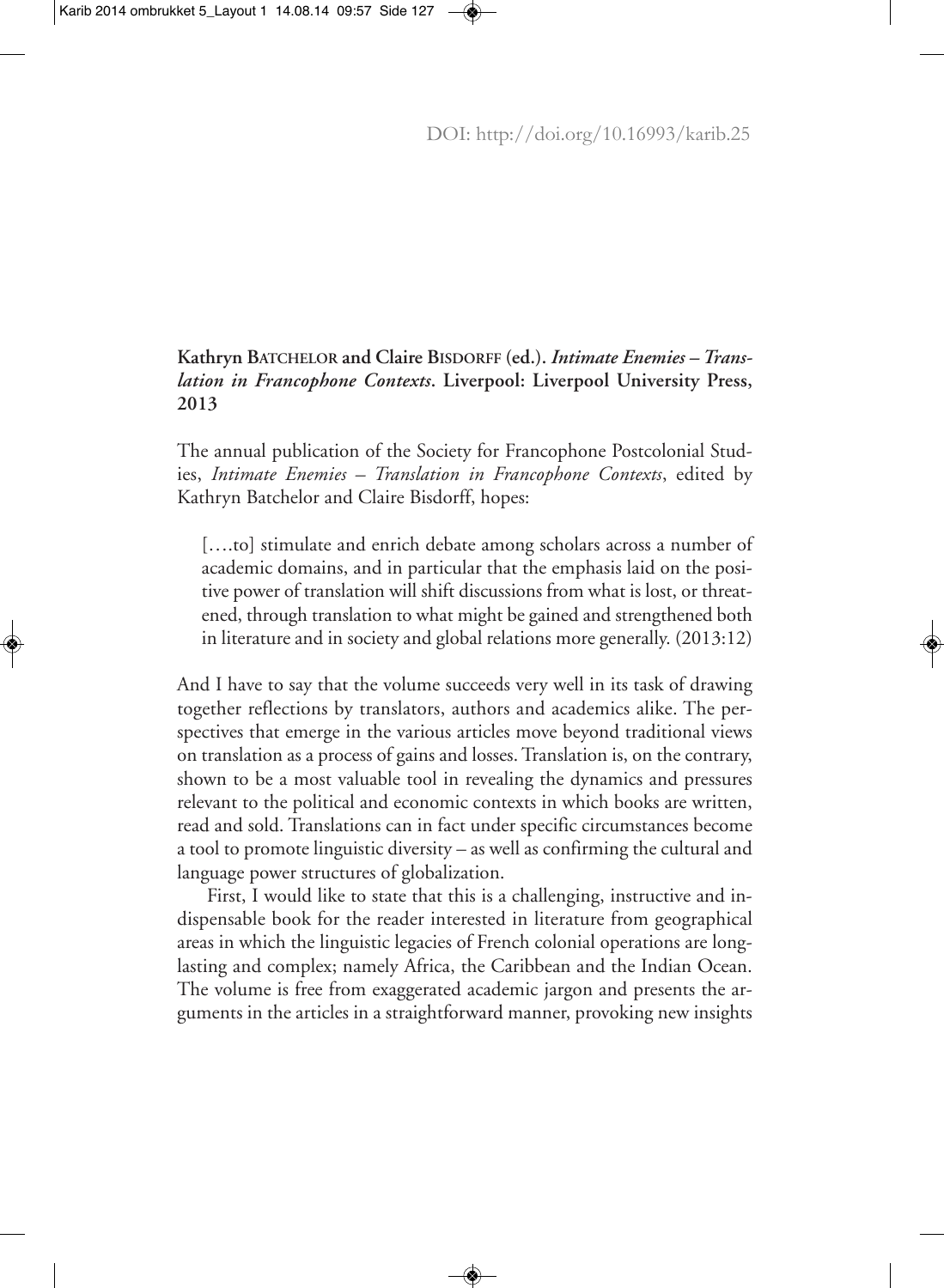DOI: http://doi.org/10.16993/karib.25

**Kathryn Batchelor and Claire Bisdorff (ed.).** ***Intimate Enemies – Translation in Francophone Contexts*****. Liverpool: Liverpool University Press, 2013**

The annual publication of the Society for Francophone Postcolonial Studies, *Intimate Enemies – Translation in Francophone Contexts*, edited by Kathryn Batchelor and Claire Bisdorff, hopes:

> [….to] stimulate and enrich debate among scholars across a number of academic domains, and in particular that the emphasis laid on the positive power of translation will shift discussions from what is lost, or threatened, through translation to what might be gained and strengthened both in literature and in society and global relations more generally. (2013:12)

And I have to say that the volume succeeds very well in its task of drawing together reflections by translators, authors and academics alike. The perspectives that emerge in the various articles move beyond traditional views on translation as a process of gains and losses. Translation is, on the contrary, shown to be a most valuable tool in revealing the dynamics and pressures relevant to the political and economic contexts in which books are written, read and sold. Translations can in fact under specific circumstances become a tool to promote linguistic diversity – as well as confirming the cultural and language power structures of globalization.

First, I would like to state that this is a challenging, instructive and indispensable book for the reader interested in literature from geographical areas in which the linguistic legacies of French colonial operations are long-lasting and complex; namely Africa, the Caribbean and the Indian Ocean. The volume is free from exaggerated academic jargon and presents the arguments in the articles in a straightforward manner, provoking new insights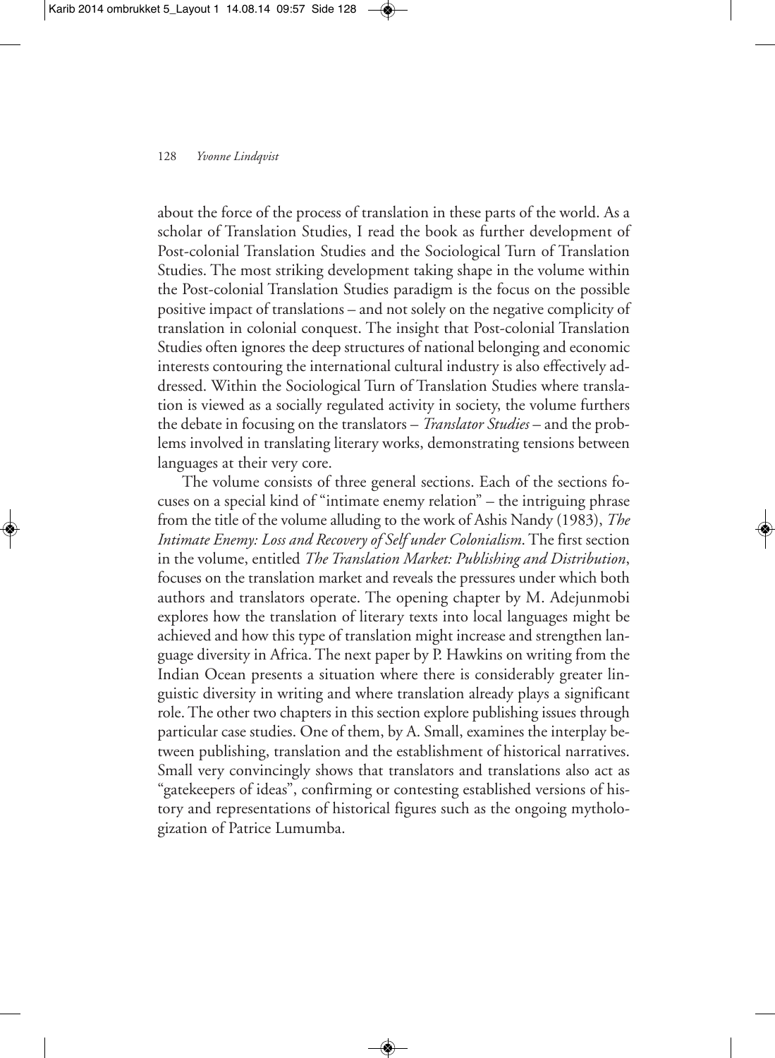about the force of the process of translation in these parts of the world. As a scholar of Translation Studies, I read the book as further development of Post-colonial Translation Studies and the Sociological Turn of Translation Studies. The most striking development taking shape in the volume within the Post-colonial Translation Studies paradigm is the focus on the possible positive impact of translations – and not solely on the negative complicity of translation in colonial conquest. The insight that Post-colonial Translation Studies often ignores the deep structures of national belonging and economic interests contouring the international cultural industry is also effectively addressed. Within the Sociological Turn of Translation Studies where translation is viewed as a socially regulated activity in society, the volume furthers the debate in focusing on the translators – *Translator Studies* – and the problems involved in translating literary works, demonstrating tensions between languages at their very core.

The volume consists of three general sections. Each of the sections focuses on a special kind of "intimate enemy relation" – the intriguing phrase from the title of the volume alluding to the work of Ashis Nandy (1983), *The Intimate Enemy: Loss and Recovery of Self under Colonialism*. The first section in the volume, entitled *The Translation Market: Publishing and Distribution*, focuses on the translation market and reveals the pressures under which both authors and translators operate. The opening chapter by M. Adejunmobi explores how the translation of literary texts into local languages might be achieved and how this type of translation might increase and strengthen language diversity in Africa. The next paper by P. Hawkins on writing from the Indian Ocean presents a situation where there is considerably greater linguistic diversity in writing and where translation already plays a significant role. The other two chapters in this section explore publishing issues through particular case studies. One of them, by A. Small, examines the interplay between publishing, translation and the establishment of historical narratives. Small very convincingly shows that translators and translations also act as "gatekeepers of ideas", confirming or contesting established versions of history and representations of historical figures such as the ongoing mythologization of Patrice Lumumba.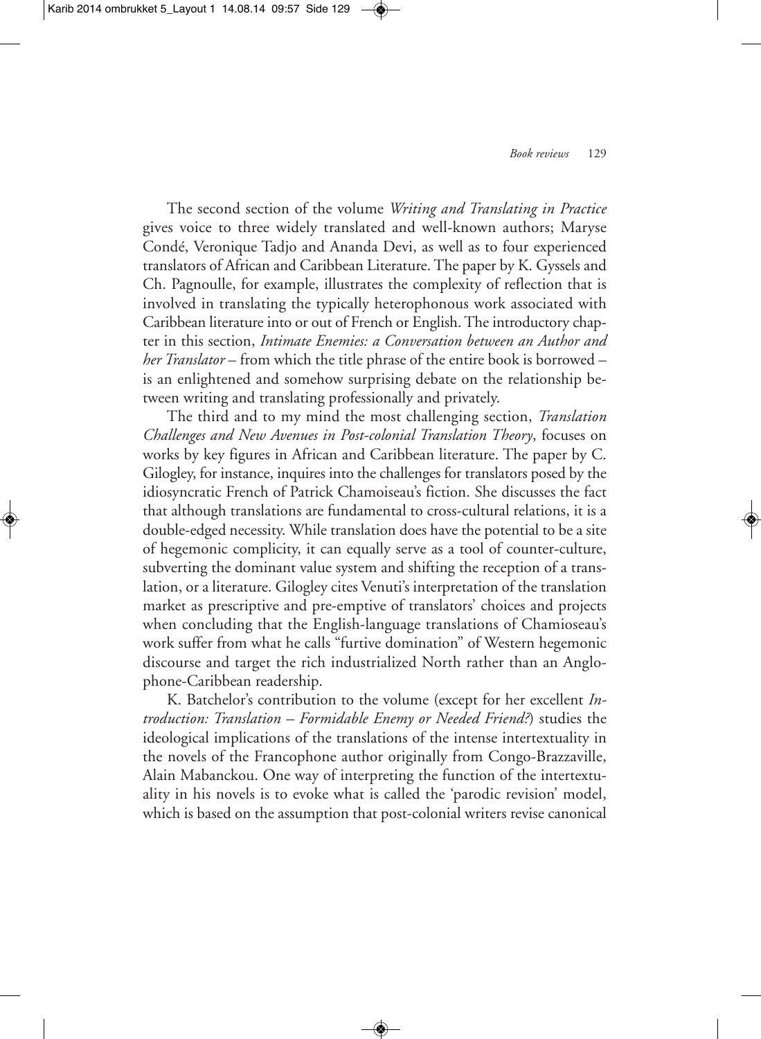The second section of the volume *Writing and Translating in Practice* gives voice to three widely translated and well-known authors; Maryse Condé, Veronique Tadjo and Ananda Devi, as well as to four experienced translators of African and Caribbean Literature. The paper by K. Gyssels and Ch. Pagnoulle, for example, illustrates the complexity of reflection that is involved in translating the typically heterophonous work associated with Caribbean literature into or out of French or English. The introductory chapter in this section, *Intimate Enemies: a Conversation between an Author and her Translator* – from which the title phrase of the entire book is borrowed – is an enlightened and somehow surprising debate on the relationship between writing and translating professionally and privately.

The third and to my mind the most challenging section, *Translation Challenges and New Avenues in Post-colonial Translation Theory*, focuses on works by key figures in African and Caribbean literature. The paper by C. Gilogley, for instance, inquires into the challenges for translators posed by the idiosyncratic French of Patrick Chamoiseau's fiction. She discusses the fact that although translations are fundamental to cross-cultural relations, it is a double-edged necessity. While translation does have the potential to be a site of hegemonic complicity, it can equally serve as a tool of counter-culture, subverting the dominant value system and shifting the reception of a translation, or a literature. Gilogley cites Venuti's interpretation of the translation market as prescriptive and pre-emptive of translators' choices and projects when concluding that the English-language translations of Chamioseau's work suffer from what he calls "furtive domination" of Western hegemonic discourse and target the rich industrialized North rather than an Anglophone-Caribbean readership.

K. Batchelor's contribution to the volume (except for her excellent *Introduction: Translation – Formidable Enemy or Needed Friend?*) studies the ideological implications of the translations of the intense intertextuality in the novels of the Francophone author originally from Congo-Brazzaville, Alain Mabanckou. One way of interpreting the function of the intertextuality in his novels is to evoke what is called the 'parodic revision' model, which is based on the assumption that post-colonial writers revise canonical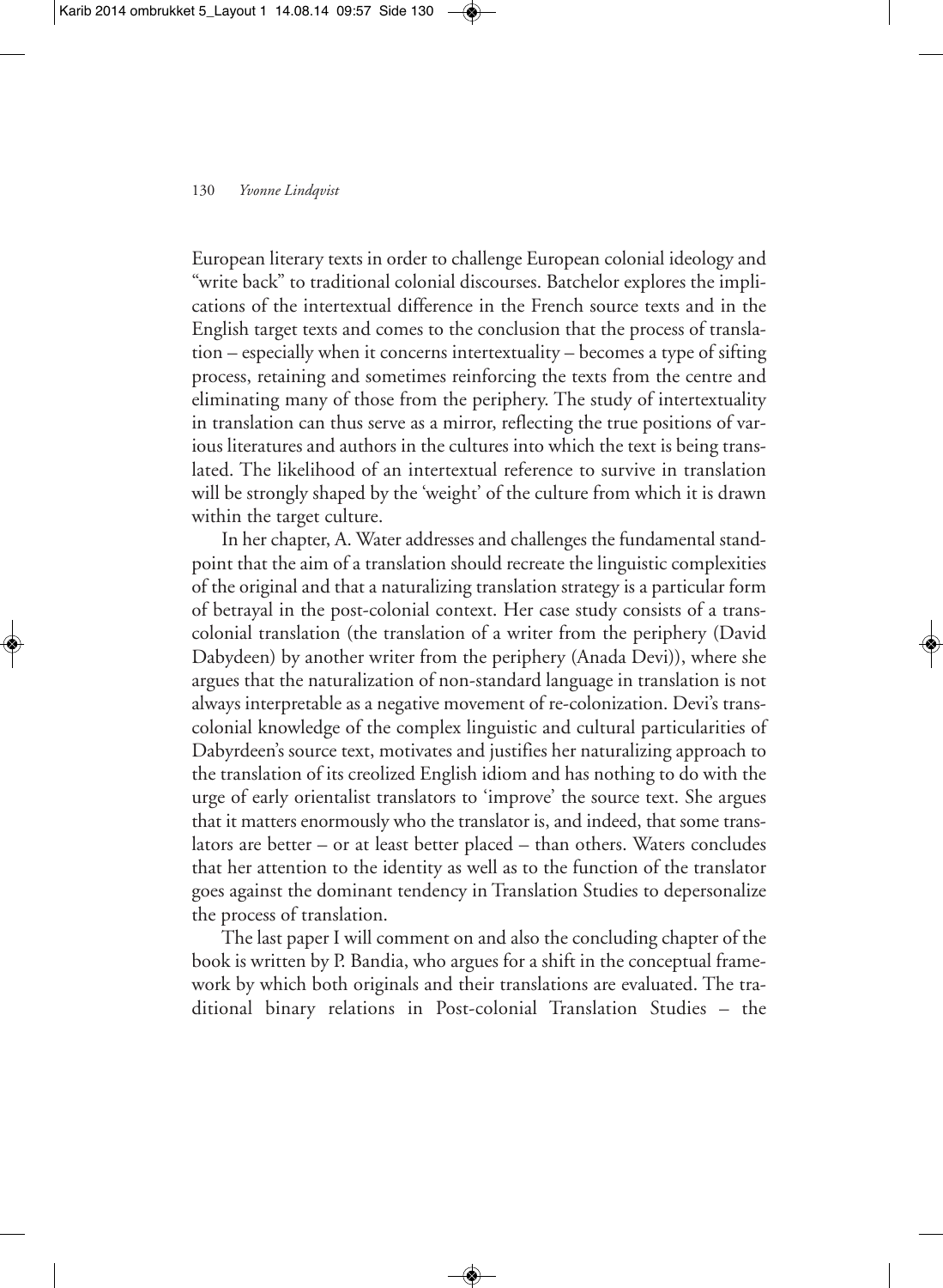European literary texts in order to challenge European colonial ideology and "write back" to traditional colonial discourses. Batchelor explores the implications of the intertextual difference in the French source texts and in the English target texts and comes to the conclusion that the process of translation – especially when it concerns intertextuality – becomes a type of sifting process, retaining and sometimes reinforcing the texts from the centre and eliminating many of those from the periphery. The study of intertextuality in translation can thus serve as a mirror, reflecting the true positions of various literatures and authors in the cultures into which the text is being translated. The likelihood of an intertextual reference to survive in translation will be strongly shaped by the 'weight' of the culture from which it is drawn within the target culture.

In her chapter, A. Water addresses and challenges the fundamental standpoint that the aim of a translation should recreate the linguistic complexities of the original and that a naturalizing translation strategy is a particular form of betrayal in the post-colonial context. Her case study consists of a transcolonial translation (the translation of a writer from the periphery (David Dabydeen) by another writer from the periphery (Anada Devi)), where she argues that the naturalization of non-standard language in translation is not always interpretable as a negative movement of re-colonization. Devi's transcolonial knowledge of the complex linguistic and cultural particularities of Dabyrdeen's source text, motivates and justifies her naturalizing approach to the translation of its creolized English idiom and has nothing to do with the urge of early orientalist translators to 'improve' the source text. She argues that it matters enormously who the translator is, and indeed, that some translators are better – or at least better placed – than others. Waters concludes that her attention to the identity as well as to the function of the translator goes against the dominant tendency in Translation Studies to depersonalize the process of translation.

The last paper I will comment on and also the concluding chapter of the book is written by P. Bandia, who argues for a shift in the conceptual framework by which both originals and their translations are evaluated. The traditional binary relations in Post-colonial Translation Studies – the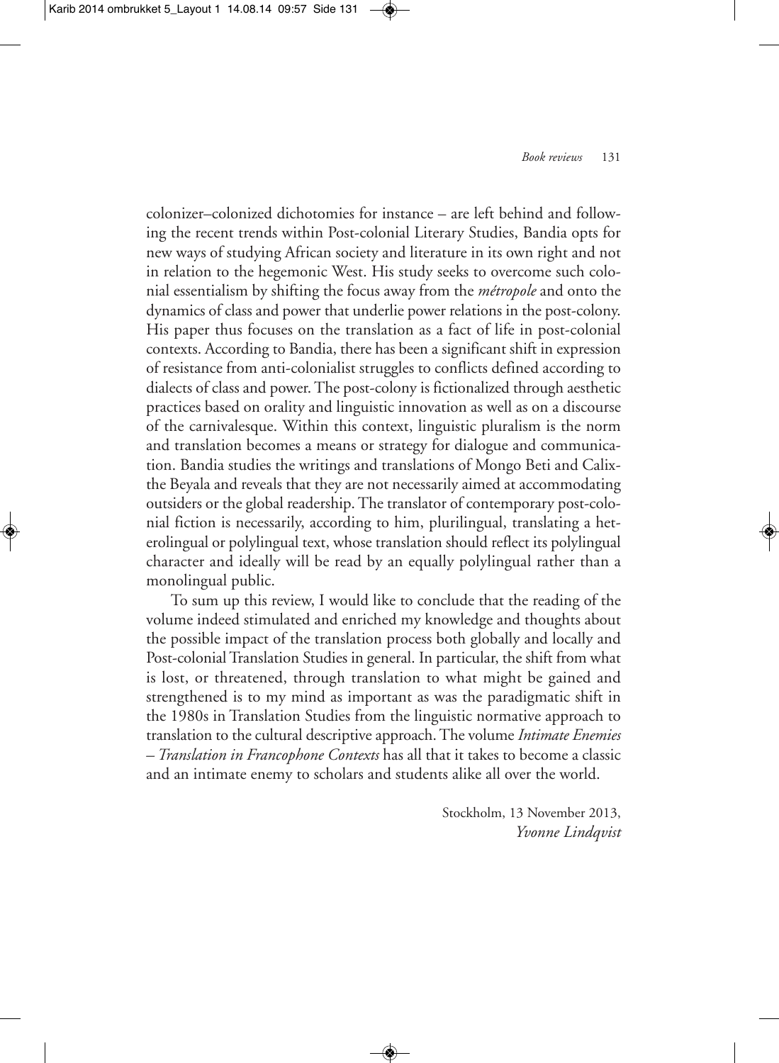colonizer–colonized dichotomies for instance – are left behind and following the recent trends within Post-colonial Literary Studies, Bandia opts for new ways of studying African society and literature in its own right and not in relation to the hegemonic West. His study seeks to overcome such colonial essentialism by shifting the focus away from the *métropole* and onto the dynamics of class and power that underlie power relations in the post-colony. His paper thus focuses on the translation as a fact of life in post-colonial contexts. According to Bandia, there has been a significant shift in expression of resistance from anti-colonialist struggles to conflicts defined according to dialects of class and power. The post-colony is fictionalized through aesthetic practices based on orality and linguistic innovation as well as on a discourse of the carnivalesque. Within this context, linguistic pluralism is the norm and translation becomes a means or strategy for dialogue and communication. Bandia studies the writings and translations of Mongo Beti and Calixthe Beyala and reveals that they are not necessarily aimed at accommodating outsiders or the global readership. The translator of contemporary post-colonial fiction is necessarily, according to him, plurilingual, translating a heterolingual or polylingual text, whose translation should reflect its polylingual character and ideally will be read by an equally polylingual rather than a monolingual public.

To sum up this review, I would like to conclude that the reading of the volume indeed stimulated and enriched my knowledge and thoughts about the possible impact of the translation process both globally and locally and Post-colonial Translation Studies in general. In particular, the shift from what is lost, or threatened, through translation to what might be gained and strengthened is to my mind as important as was the paradigmatic shift in the 1980s in Translation Studies from the linguistic normative approach to translation to the cultural descriptive approach. The volume *Intimate Enemies – Translation in Francophone Contexts* has all that it takes to become a classic and an intimate enemy to scholars and students alike all over the world.

Stockholm, 13 November 2013,
*Yvonne Lindqvist*